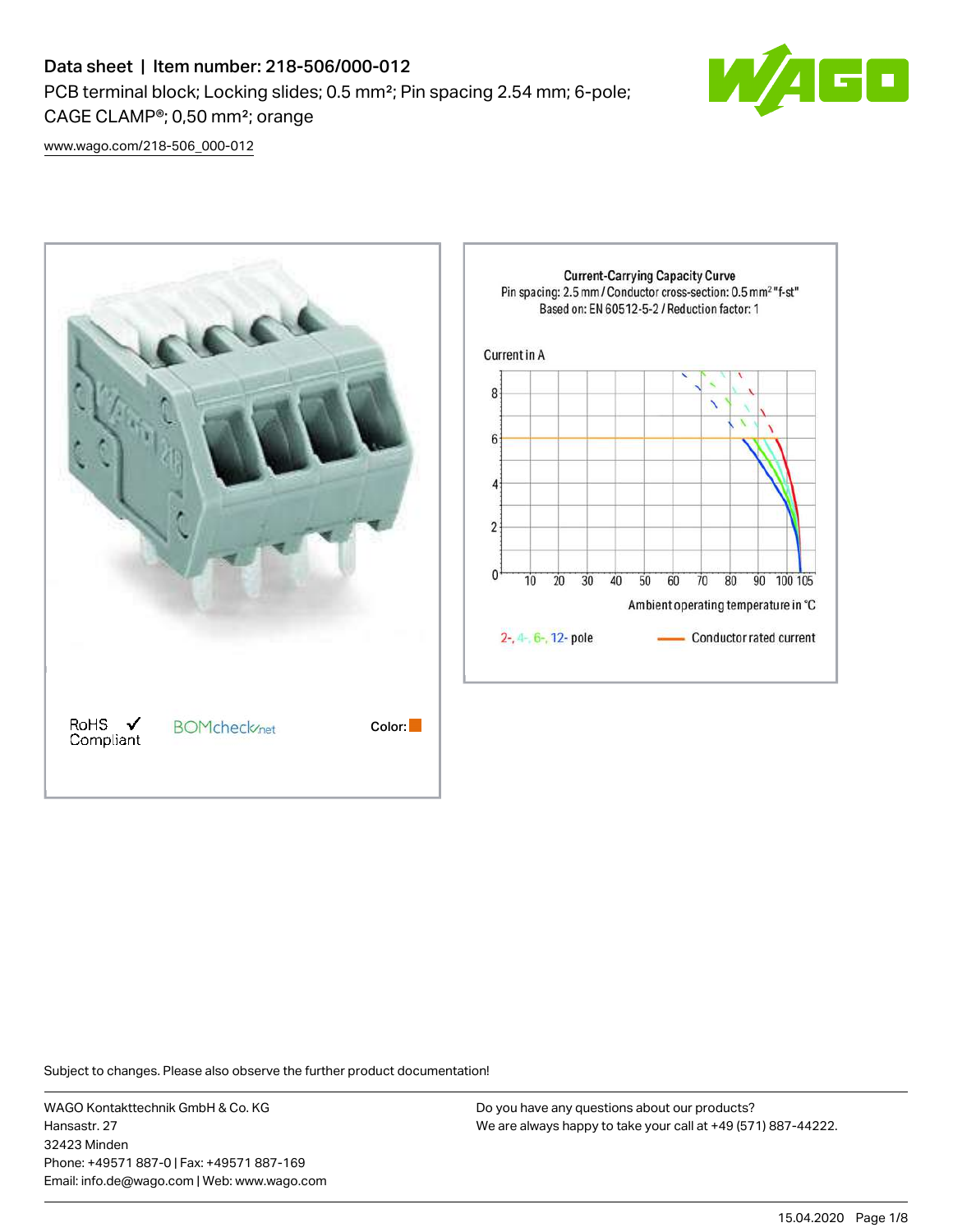# Data sheet | Item number: 218-506/000-012

PCB terminal block; Locking slides; 0.5 mm²; Pin spacing 2.54 mm; 6-pole; CAGE CLAMP®; 0,50 mm²; orange

www.wago.com/218-506_000-012

RoHS ✓ Compliant    BOMcheck.net    Color:

**Current-Carrying Capacity Curve**
Pin spacing: 2.5 mm / Conductor cross-section: 0.5 mm² "f-st"
Based on: EN 60512-5-2 / Reduction factor: 1

Current in A

Ambient operating temperature in °C

2-, 4-, 6-, 12- pole    Conductor rated current

Subject to changes. Please also observe the further product documentation!

WAGO Kontakttechnik GmbH & Co. KG
Hansastr. 27
32423 Minden
Phone: +49571 887-0 | Fax: +49571 887-169
Email: info.de@wago.com | Web: www.wago.com

Do you have any questions about our products?
We are always happy to take your call at +49 (571) 887-44222.

15.04.2020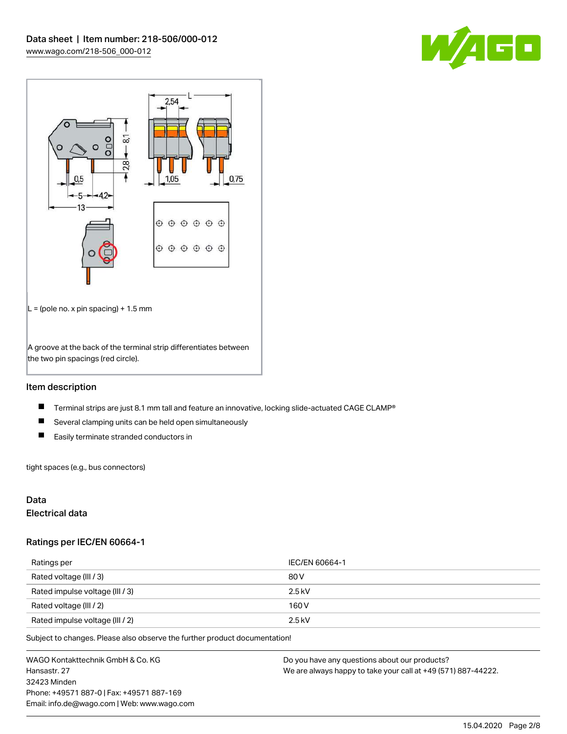L = (pole no. x pin spacing) + 1.5 mm

A groove at the back of the terminal strip differentiates between the two pin spacings (red circle).

## Item description

- Terminal strips are just 8.1 mm tall and feature an innovative, locking slide-actuated CAGE CLAMP®
- Several clamping units can be held open simultaneously
- Easily terminate stranded conductors in

tight spaces (e.g., bus connectors)

## Data

### Electrical data

### Ratings per IEC/EN 60664-1

| Ratings per | IEC/EN 60664-1 |
|---|---|
| Rated voltage (III / 3) | 80 V |
| Rated impulse voltage (III / 3) | 2.5 kV |
| Rated voltage (III / 2) | 160 V |
| Rated impulse voltage (III / 2) | 2.5 kV |

Subject to changes. Please also observe the further product documentation!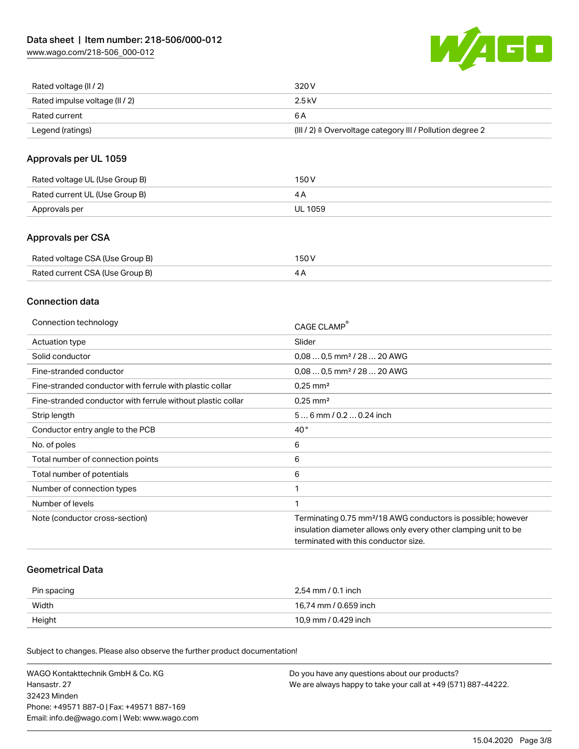| | |
|---|---|
| Rated voltage (III / 2) | 320 V |
| Rated impulse voltage (III / 2) | 2.5 kV |
| Rated current | 6 A |
| Legend (ratings) | (III / 2) ≙ Overvoltage category III / Pollution degree 2 |

## Approvals per UL 1059

| | |
|---|---|
| Rated voltage UL (Use Group B) | 150 V |
| Rated current UL (Use Group B) | 4 A |
| Approvals per | UL 1059 |

## Approvals per CSA

| | |
|---|---|
| Rated voltage CSA (Use Group B) | 150 V |
| Rated current CSA (Use Group B) | 4 A |

## Connection data

| | |
|---|---|
| Connection technology | CAGE CLAMP® |
| Actuation type | Slider |
| Solid conductor | 0,08 … 0,5 mm² / 28 … 20 AWG |
| Fine-stranded conductor | 0,08 … 0,5 mm² / 28 … 20 AWG |
| Fine-stranded conductor with ferrule with plastic collar | 0,25 mm² |
| Fine-stranded conductor with ferrule without plastic collar | 0,25 mm² |
| Strip length | 5 … 6 mm / 0.2 … 0.24 inch |
| Conductor entry angle to the PCB | 40 ° |
| No. of poles | 6 |
| Total number of connection points | 6 |
| Total number of potentials | 6 |
| Number of connection types | 1 |
| Number of levels | 1 |
| Note (conductor cross-section) | Terminating 0.75 mm²/18 AWG conductors is possible; however insulation diameter allows only every other clamping unit to be terminated with this conductor size. |

## Geometrical Data

| | |
|---|---|
| Pin spacing | 2,54 mm / 0.1 inch |
| Width | 16,74 mm / 0.659 inch |
| Height | 10,9 mm / 0.429 inch |

Subject to changes. Please also observe the further product documentation!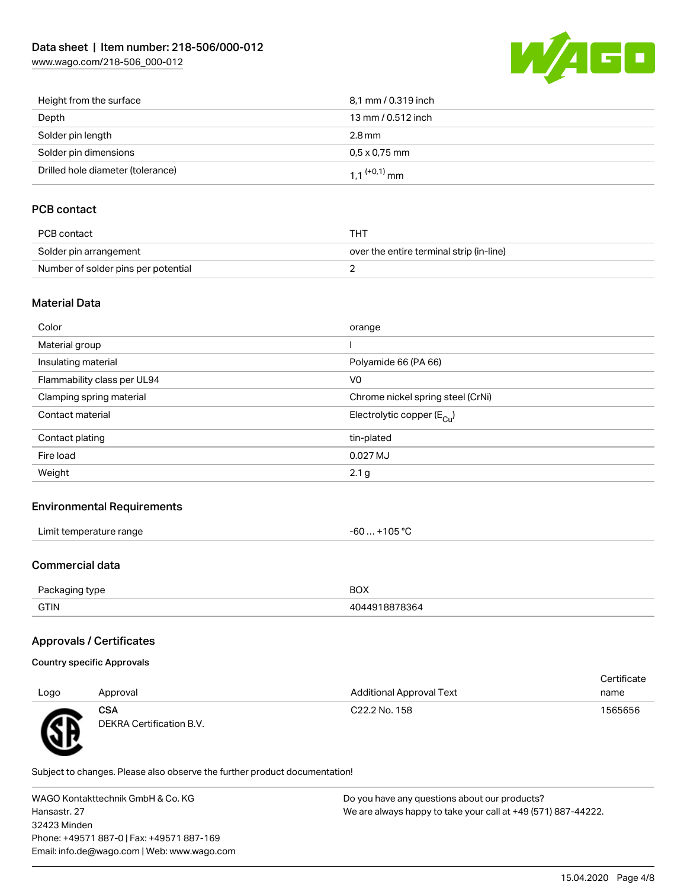| | |
|---|---|
| Height from the surface | 8,1 mm / 0.319 inch |
| Depth | 13 mm / 0.512 inch |
| Solder pin length | 2.8 mm |
| Solder pin dimensions | 0,5 x 0,75 mm |
| Drilled hole diameter (tolerance) | 1,1 $^{(+0,1)}$ mm |

## PCB contact

| | |
|---|---|
| PCB contact | THT |
| Solder pin arrangement | over the entire terminal strip (in-line) |
| Number of solder pins per potential | 2 |

## Material Data

| | |
|---|---|
| Color | orange |
| Material group | I |
| Insulating material | Polyamide 66 (PA 66) |
| Flammability class per UL94 | V0 |
| Clamping spring material | Chrome nickel spring steel (CrNi) |
| Contact material | Electrolytic copper ($E_{Cu}$) |
| Contact plating | tin-plated |
| Fire load | 0.027 MJ |
| Weight | 2.1 g |

## Environmental Requirements

| | |
|---|---|
| Limit temperature range | -60 … +105 °C |

## Commercial data

| | |
|---|---|
| Packaging type | BOX |
| GTIN | 4044918878364 |

## Approvals / Certificates

### Country specific Approvals

| Logo | Approval | Additional Approval Text | Certificate name |
|---|---|---|---|
| | **CSA** DEKRA Certification B.V. | C22.2 No. 158 | 1565656 |

Subject to changes. Please also observe the further product documentation!

WAGO Kontakttechnik GmbH & Co. KG
Hansastr. 27
32423 Minden
Phone: +49571 887-0 | Fax: +49571 887-169
Email: info.de@wago.com | Web: www.wago.com

Do you have any questions about our products?
We are always happy to take your call at +49 (571) 887-44222.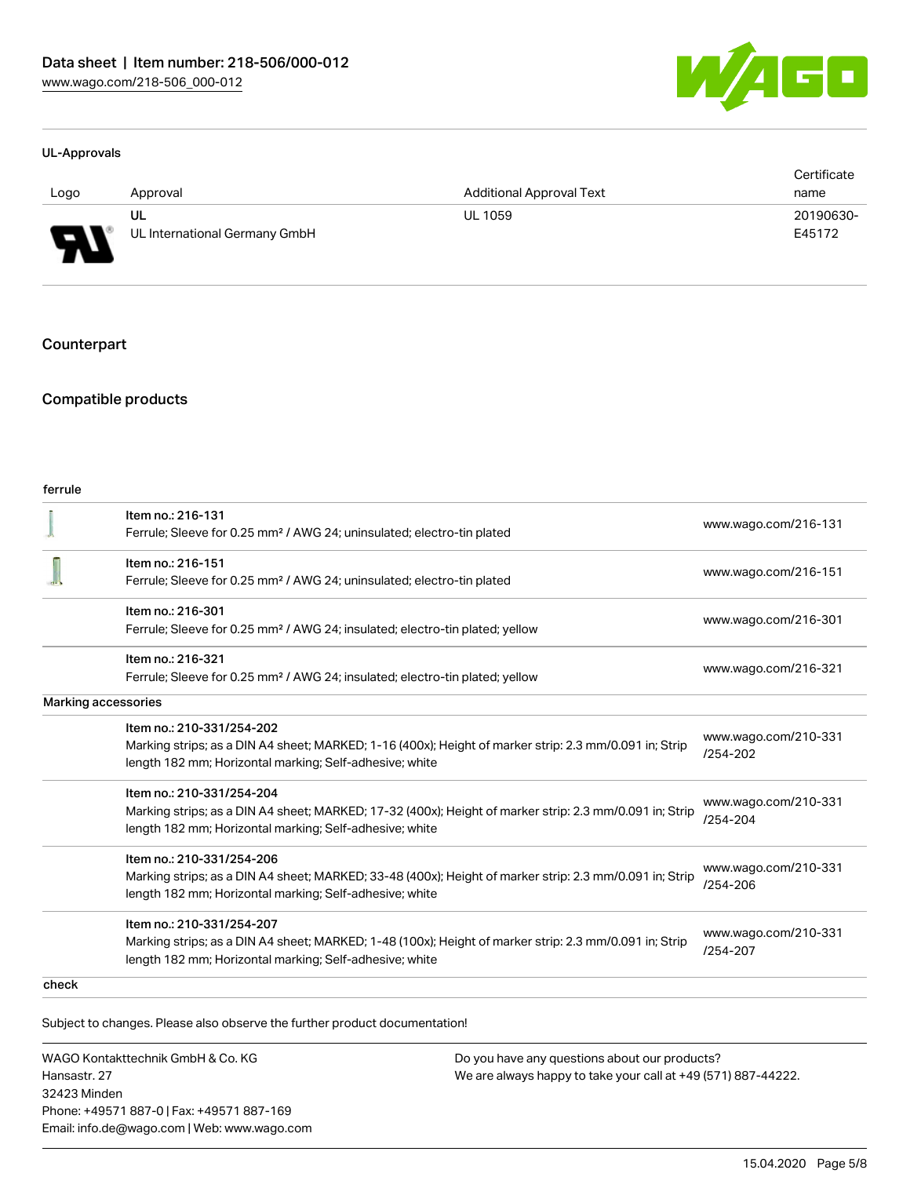### UL-Approvals

| Logo | Approval | Additional Approval Text | Certificate name |
| --- | --- | --- | --- |
| | UL<br>UL International Germany GmbH | UL 1059 | 20190630-E45172 |

## Counterpart

## Compatible products

**ferrule**

| | | |
| --- | --- | --- |
| | Item no.: 216-131<br>Ferrule; Sleeve for 0.25 mm² / AWG 24; uninsulated; electro-tin plated | www.wago.com/216-131 |
| | Item no.: 216-151<br>Ferrule; Sleeve for 0.25 mm² / AWG 24; uninsulated; electro-tin plated | www.wago.com/216-151 |
| | Item no.: 216-301<br>Ferrule; Sleeve for 0.25 mm² / AWG 24; insulated; electro-tin plated; yellow | www.wago.com/216-301 |
| | Item no.: 216-321<br>Ferrule; Sleeve for 0.25 mm² / AWG 24; insulated; electro-tin plated; yellow | www.wago.com/216-321 |

**Marking accessories**

| | | |
| --- | --- | --- |
| | Item no.: 210-331/254-202<br>Marking strips; as a DIN A4 sheet; MARKED; 1-16 (400x); Height of marker strip: 2.3 mm/0.091 in; Strip length 182 mm; Horizontal marking; Self-adhesive; white | www.wago.com/210-331/254-202 |
| | Item no.: 210-331/254-204<br>Marking strips; as a DIN A4 sheet; MARKED; 17-32 (400x); Height of marker strip: 2.3 mm/0.091 in; Strip length 182 mm; Horizontal marking; Self-adhesive; white | www.wago.com/210-331/254-204 |
| | Item no.: 210-331/254-206<br>Marking strips; as a DIN A4 sheet; MARKED; 33-48 (400x); Height of marker strip: 2.3 mm/0.091 in; Strip length 182 mm; Horizontal marking; Self-adhesive; white | www.wago.com/210-331/254-206 |
| | Item no.: 210-331/254-207<br>Marking strips; as a DIN A4 sheet; MARKED; 1-48 (100x); Height of marker strip: 2.3 mm/0.091 in; Strip length 182 mm; Horizontal marking; Self-adhesive; white | www.wago.com/210-331/254-207 |

**check**

Subject to changes. Please also observe the further product documentation!

WAGO Kontakttechnik GmbH & Co. KG
Hansastr. 27
32423 Minden
Phone: +49571 887-0 | Fax: +49571 887-169
Email: info.de@wago.com | Web: www.wago.com

Do you have any questions about our products?
We are always happy to take your call at +49 (571) 887-44222.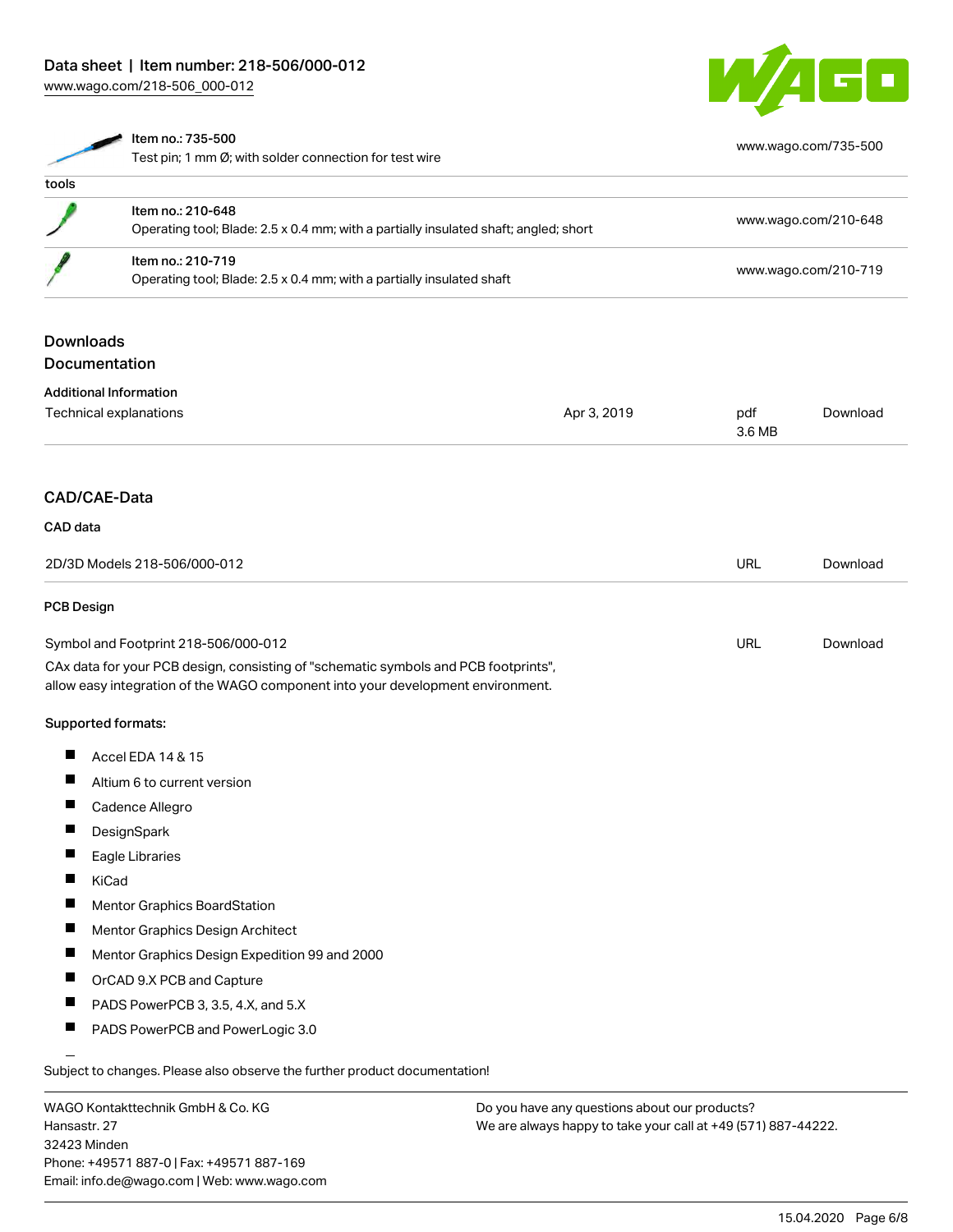| | | |
|---|---|---|
| | Item no.: 735-500<br>Test pin; 1 mm Ø; with solder connection for test wire | www.wago.com/735-500 |
| **tools** | | |
| | Item no.: 210-648<br>Operating tool; Blade: 2.5 x 0.4 mm; with a partially insulated shaft; angled; short | www.wago.com/210-648 |
| | Item no.: 210-719<br>Operating tool; Blade: 2.5 x 0.4 mm; with a partially insulated shaft | www.wago.com/210-719 |

## Downloads

## Documentation

### Additional Information

| | | | |
|---|---|---|---|
| Technical explanations | Apr 3, 2019 | pdf<br>3.6 MB | Download |

## CAD/CAE-Data

### CAD data

| | | |
|---|---|---|
| 2D/3D Models 218-506/000-012 | URL | Download |

### PCB Design

| | | |
|---|---|---|
| Symbol and Footprint 218-506/000-012 | URL | Download |

CAx data for your PCB design, consisting of "schematic symbols and PCB footprints", allow easy integration of the WAGO component into your development environment.

**Supported formats:**

- Accel EDA 14 & 15
- Altium 6 to current version
- Cadence Allegro
- DesignSpark
- Eagle Libraries
- KiCad
- Mentor Graphics BoardStation
- Mentor Graphics Design Architect
- Mentor Graphics Design Expedition 99 and 2000
- OrCAD 9.X PCB and Capture
- PADS PowerPCB 3, 3.5, 4.X, and 5.X
- PADS PowerPCB and PowerLogic 3.0

Subject to changes. Please also observe the further product documentation!

WAGO Kontakttechnik GmbH & Co. KG
Hansastr. 27
32423 Minden
Phone: +49571 887-0 | Fax: +49571 887-169
Email: info.de@wago.com | Web: www.wago.com

Do you have any questions about our products?
We are always happy to take your call at +49 (571) 887-44222.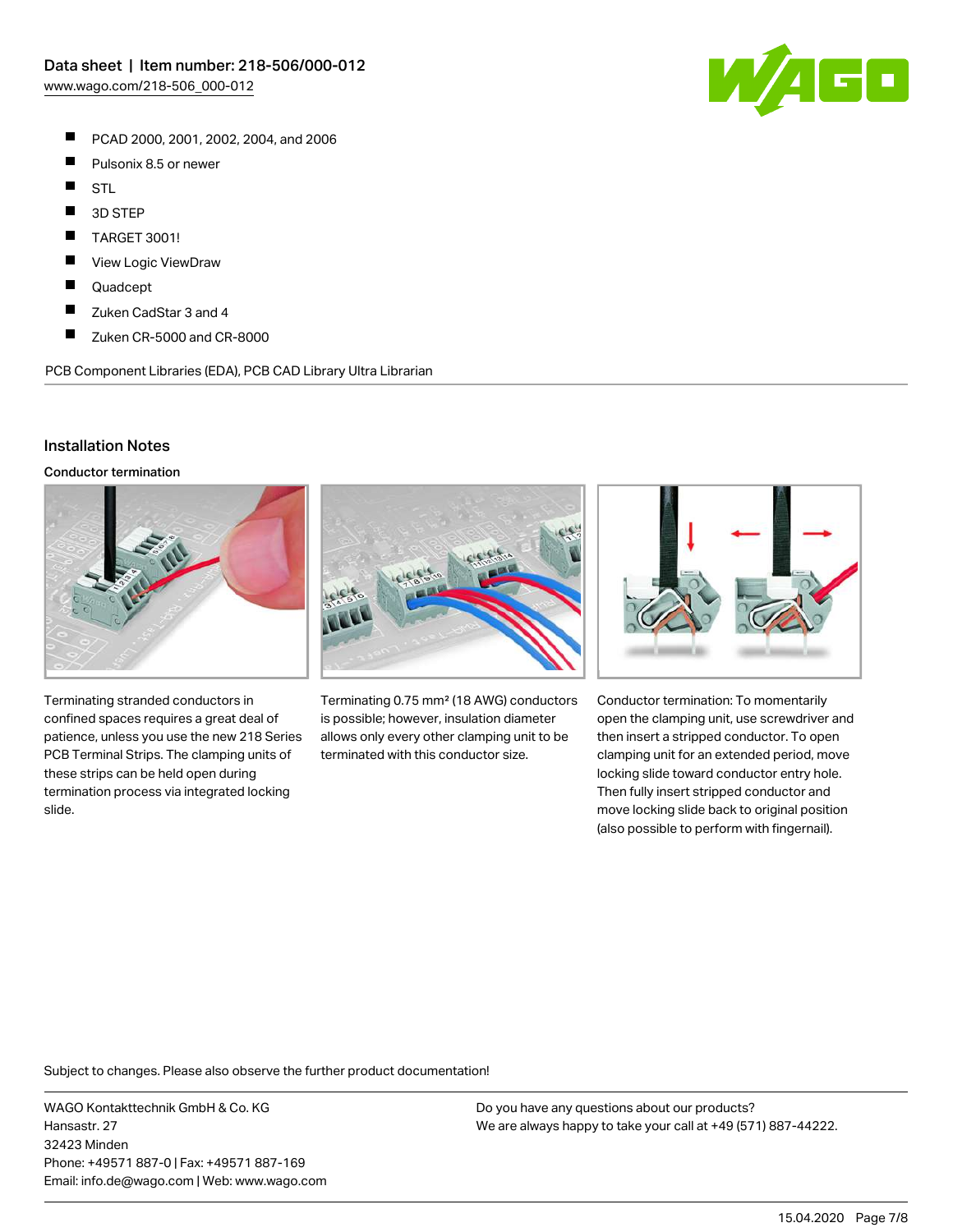- PCAD 2000, 2001, 2002, 2004, and 2006
- Pulsonix 8.5 or newer
- STL
- 3D STEP
- TARGET 3001!
- View Logic ViewDraw
- Quadcept
- Zuken CadStar 3 and 4
- Zuken CR-5000 and CR-8000

PCB Component Libraries (EDA), PCB CAD Library Ultra Librarian

## Installation Notes

### Conductor termination

Terminating stranded conductors in confined spaces requires a great deal of patience, unless you use the new 218 Series PCB Terminal Strips. The clamping units of these strips can be held open during termination process via integrated locking slide.

Terminating 0.75 mm² (18 AWG) conductors is possible; however, insulation diameter allows only every other clamping unit to be terminated with this conductor size.

Conductor termination: To momentarily open the clamping unit, use screwdriver and then insert a stripped conductor. To open clamping unit for an extended period, move locking slide toward conductor entry hole. Then fully insert stripped conductor and move locking slide back to original position (also possible to perform with fingernail).

Subject to changes. Please also observe the further product documentation!

WAGO Kontakttechnik GmbH & Co. KG
Hansastr. 27
32423 Minden
Phone: +49571 887-0 | Fax: +49571 887-169
Email: info.de@wago.com | Web: www.wago.com

Do you have any questions about our products?
We are always happy to take your call at +49 (571) 887-44222.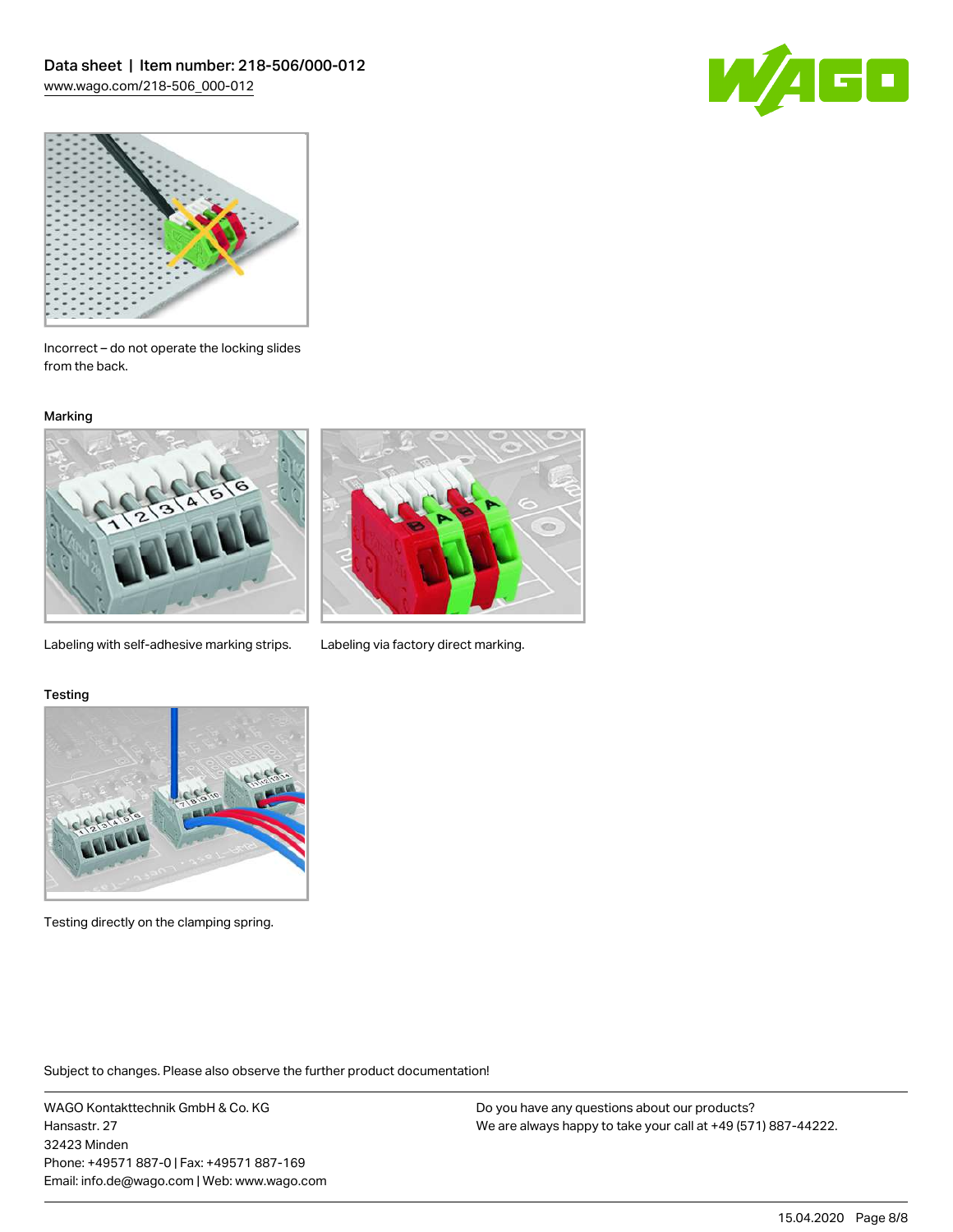Incorrect – do not operate the locking slides from the back.

Marking

Labeling with self-adhesive marking strips.

Labeling via factory direct marking.

Testing

Testing directly on the clamping spring.

Subject to changes. Please also observe the further product documentation!

WAGO Kontakttechnik GmbH & Co. KG
Hansastr. 27
32423 Minden
Phone: +49571 887-0 | Fax: +49571 887-169
Email: info.de@wago.com | Web: www.wago.com

Do you have any questions about our products?
We are always happy to take your call at +49 (571) 887-44222.